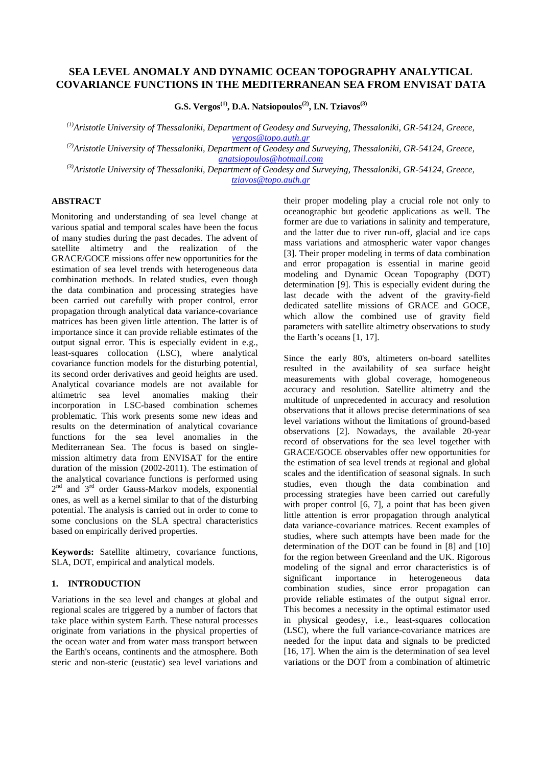# SEA LEVEL ANOMALY AND DYNAMIC OCEAN TOPOGRAPHY ANALYTICAL COVARIANCE FUNCTIONS IN THE MEDITERRANEAN SEA FROM ENVISAT DATA

**G.S. Vergos[(1)], D.A. Natsiopoulos[(2)], I.N. Tziavos[(3)]**

*[(1)]Aristotle University of Thessaloniki, Department of Geodesy and Surveying, Thessaloniki, GR-54124, Greece, vergos@topo.auth.gr*

*[(2)]Aristotle University of Thessaloniki, Department of Geodesy and Surveying, Thessaloniki, GR-54124, Greece, anatsiopoulos@hotmail.com*

*[(3)]Aristotle University of Thessaloniki, Department of Geodesy and Surveying, Thessaloniki, GR-54124, Greece, tziavos@topo.auth.gr*

## ABSTRACT

Monitoring and understanding of sea level change at various spatial and temporal scales have been the focus of many studies during the past decades. The advent of satellite altimetry and the realization of the GRACE/GOCE missions offer new opportunities for the estimation of sea level trends with heterogeneous data combination methods. In related studies, even though the data combination and processing strategies have been carried out carefully with proper control, error propagation through analytical data variance-covariance matrices has been given little attention. The latter is of importance since it can provide reliable estimates of the output signal error. This is especially evident in e.g., least-squares collocation (LSC), where analytical covariance function models for the disturbing potential, its second order derivatives and geoid heights are used. Analytical covariance models are not available for altimetric sea level anomalies making their incorporation in LSC-based combination schemes problematic. This work presents some new ideas and results on the determination of analytical covariance functions for the sea level anomalies in the Mediterranean Sea. The focus is based on single-mission altimetry data from ENVISAT for the entire duration of the mission (2002-2011). The estimation of the analytical covariance functions is performed using 2nd and 3rd order Gauss-Markov models, exponential ones, as well as a kernel similar to that of the disturbing potential. The analysis is carried out in order to come to some conclusions on the SLA spectral characteristics based on empirically derived properties.

**Keywords:** Satellite altimetry, covariance functions, SLA, DOT, empirical and analytical models.

## 1. INTRODUCTION

Variations in the sea level and changes at global and regional scales are triggered by a number of factors that take place within system Earth. These natural processes originate from variations in the physical properties of the ocean water and from water mass transport between the Earth's oceans, continents and the atmosphere. Both steric and non-steric (eustatic) sea level variations and their proper modeling play a crucial role not only to oceanographic but geodetic applications as well. The former are due to variations in salinity and temperature, and the latter due to river run-off, glacial and ice caps mass variations and atmospheric water vapor changes [3]. Their proper modeling in terms of data combination and error propagation is essential in marine geoid modeling and Dynamic Ocean Topography (DOT) determination [9]. This is especially evident during the last decade with the advent of the gravity-field dedicated satellite missions of GRACE and GOCE, which allow the combined use of gravity field parameters with satellite altimetry observations to study the Earth's oceans [1, 17].

Since the early 80's, altimeters on-board satellites resulted in the availability of sea surface height measurements with global coverage, homogeneous accuracy and resolution. Satellite altimetry and the multitude of unprecedented in accuracy and resolution observations that it allows precise determinations of sea level variations without the limitations of ground-based observations [2]. Nowadays, the available 20-year record of observations for the sea level together with GRACE/GOCE observables offer new opportunities for the estimation of sea level trends at regional and global scales and the identification of seasonal signals. In such studies, even though the data combination and processing strategies have been carried out carefully with proper control [6, 7], a point that has been given little attention is error propagation through analytical data variance-covariance matrices. Recent examples of studies, where such attempts have been made for the determination of the DOT can be found in [8] and [10] for the region between Greenland and the UK. Rigorous modeling of the signal and error characteristics is of significant importance in heterogeneous data combination studies, since error propagation can provide reliable estimates of the output signal error. This becomes a necessity in the optimal estimator used in physical geodesy, i.e., least-squares collocation (LSC), where the full variance-covariance matrices are needed for the input data and signals to be predicted [16, 17]. When the aim is the determination of sea level variations or the DOT from a combination of altimetric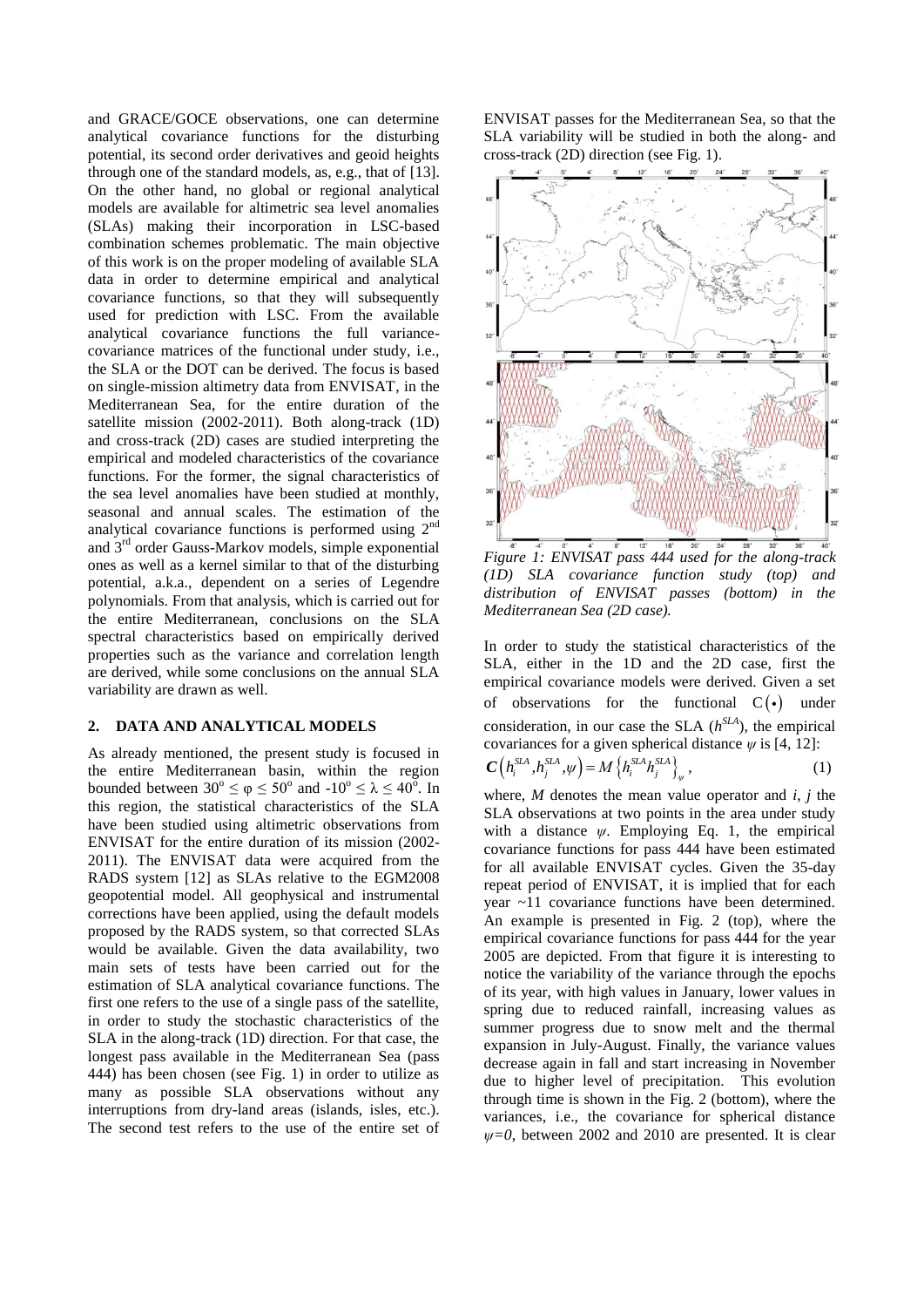and GRACE/GOCE observations, one can determine analytical covariance functions for the disturbing potential, its second order derivatives and geoid heights through one of the standard models, as, e.g., that of [13]. On the other hand, no global or regional analytical models are available for altimetric sea level anomalies (SLAs) making their incorporation in LSC-based combination schemes problematic. The main objective of this work is on the proper modeling of available SLA data in order to determine empirical and analytical covariance functions, so that they will subsequently used for prediction with LSC. From the available analytical covariance functions the full variance-covariance matrices of the functional under study, i.e., the SLA or the DOT can be derived. The focus is based on single-mission altimetry data from ENVISAT, in the Mediterranean Sea, for the entire duration of the satellite mission (2002-2011). Both along-track (1D) and cross-track (2D) cases are studied interpreting the empirical and modeled characteristics of the covariance functions. For the former, the signal characteristics of the sea level anomalies have been studied at monthly, seasonal and annual scales. The estimation of the analytical covariance functions is performed using 2[nd] and 3[rd] order Gauss-Markov models, simple exponential ones as well as a kernel similar to that of the disturbing potential, a.k.a., dependent on a series of Legendre polynomials. From that analysis, which is carried out for the entire Mediterranean, conclusions on the SLA spectral characteristics based on empirically derived properties such as the variance and correlation length are derived, while some conclusions on the annual SLA variability are drawn as well.

## 2. DATA AND ANALYTICAL MODELS

As already mentioned, the present study is focused in the entire Mediterranean basin, within the region bounded between $30^o \leq \varphi \leq 50^o$ and $-10^o \leq \lambda \leq 40^o$. In this region, the statistical characteristics of the SLA have been studied using altimetric observations from ENVISAT for the entire duration of its mission (2002-2011). The ENVISAT data were acquired from the RADS system [12] as SLAs relative to the EGM2008 geopotential model. All geophysical and instrumental corrections have been applied, using the default models proposed by the RADS system, so that corrected SLAs would be available. Given the data availability, two main sets of tests have been carried out for the estimation of SLA analytical covariance functions. The first one refers to the use of a single pass of the satellite, in order to study the stochastic characteristics of the SLA in the along-track (1D) direction. For that case, the longest pass available in the Mediterranean Sea (pass 444) has been chosen (see Fig. 1) in order to utilize as many as possible SLA observations without any interruptions from dry-land areas (islands, isles, etc.). The second test refers to the use of the entire set of ENVISAT passes for the Mediterranean Sea, so that the SLA variability will be studied in both the along- and cross-track (2D) direction (see Fig. 1).

*Figure 1: ENVISAT pass 444 used for the along-track (1D) SLA covariance function study (top) and distribution of ENVISAT passes (bottom) in the Mediterranean Sea (2D case).*

In order to study the statistical characteristics of the SLA, either in the 1D and the 2D case, first the empirical covariance models were derived. Given a set of observations for the functional $C(\bullet)$ under consideration, in our case the SLA ($h^{SLA}$), the empirical covariances for a given spherical distance $\psi$ is [4, 12]:

$$\boldsymbol{C}\left(h_i^{SLA}, h_j^{SLA}, \psi\right) = M\left\{h_i^{SLA} h_j^{SLA}\right\}_{\psi}, \tag{1}$$

where, $M$ denotes the mean value operator and $i$, $j$ the SLA observations at two points in the area under study with a distance $\psi$. Employing Eq. 1, the empirical covariance functions for pass 444 have been estimated for all available ENVISAT cycles. Given the 35-day repeat period of ENVISAT, it is implied that for each year ~11 covariance functions have been determined. An example is presented in Fig. 2 (top), where the empirical covariance functions for pass 444 for the year 2005 are depicted. From that figure it is interesting to notice the variability of the variance through the epochs of its year, with high values in January, lower values in spring due to reduced rainfall, increasing values as summer progress due to snow melt and the thermal expansion in July-August. Finally, the variance values decrease again in fall and start increasing in November due to higher level of precipitation. This evolution through time is shown in the Fig. 2 (bottom), where the variances, i.e., the covariance for spherical distance $\psi=0$, between 2002 and 2010 are presented. It is clear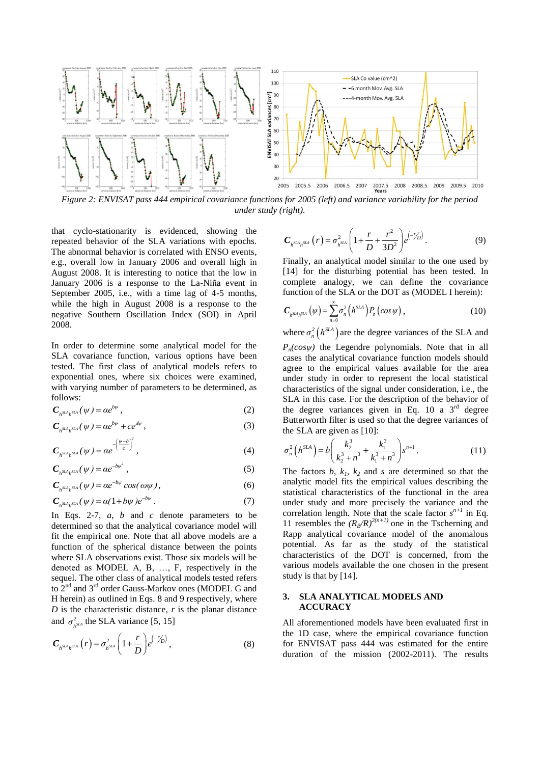110
100
90
80
70
60
50
40
30
20
ENVISAT SLA variances [cm²]
SLA Co value (cm^2)
6 month Mov. Avg. SLA
4-month Mov. Avg. SLA
2005 2005.5 2006 2006.5 2007 2007.5 2008 2008.5 2009 2009.5 2010
Years

*Figure 2: ENVISAT pass 444 empirical covariance functions for 2005 (left) and variance variability for the period under study (right).*

that cyclo-stationarity is evidenced, showing the repeated behavior of the SLA variations with epochs. The abnormal behavior is correlated with ENSO events, e.g., overall low in January 2006 and overall high in August 2008. It is interesting to notice that the low in January 2006 is a response to the La-Niña event in September 2005, i.e., with a time lag of 4-5 months, while the high in August 2008 is a response to the negative Southern Oscillation Index (SOI) in April 2008.

In order to determine some analytical model for the SLA covariance function, various options have been tested. The first class of analytical models refers to exponential ones, where six choices were examined, with varying number of parameters to be determined, as follows:

$$C_{h^{SLA}h^{SLA}}(\psi) = ae^{b\psi}, \quad (2)$$

$$C_{h^{SLA}h^{SLA}}(\psi) = ae^{b\psi} + ce^{d\psi}, \quad (3)$$

$$C_{h^{SLA}h^{SLA}}(\psi) = ae^{-\left(\frac{\psi-b}{c}\right)^2}, \quad (4)$$

$$C_{h^{SLA}h^{SLA}}(\psi) = ae^{-b\psi^2}, \quad (5)$$

$$C_{h^{SLA}h^{SLA}}(\psi) = ae^{-b\psi}\cos(\omega\psi), \quad (6)$$

$$C_{h^{SLA}h^{SLA}}(\psi) = a(1+b\psi)e^{-b\psi}. \quad (7)$$

In Eqs. 2-7, $a$, $b$ and $c$ denote parameters to be determined so that the analytical covariance model will fit the empirical one. Note that all above models are a function of the spherical distance between the points where SLA observations exist. Those six models will be denoted as MODEL A, B, …, F, respectively in the sequel. The other class of analytical models tested refers to 2nd and 3rd order Gauss-Markov ones (MODEL G and H herein) as outlined in Eqs. 8 and 9 respectively, where $D$ is the characteristic distance, $r$ is the planar distance and $\sigma^2_{h^{SLA}}$ the SLA variance [5, 15]

$$C_{h^{SLA}h^{SLA}}(r) = \sigma^2_{h^{SLA}}\left(1+\frac{r}{D}\right)e^{\left(-r/D\right)}, \quad (8)$$

$$C_{h^{SLA}h^{SLA}}(r) = \sigma^2_{h^{SLA}}\left(1+\frac{r}{D}+\frac{r^2}{3D^2}\right)e^{\left(-r/D\right)}. \quad (9)$$

Finally, an analytical model similar to the one used by [14] for the disturbing potential has been tested. In complete analogy, we can define the covariance function of the SLA or the DOT as (MODEL I herein):

$$C_{h^{SLA}h^{SLA}}(\psi) = \sum_{n=0}^{\infty}\sigma_n^2\left(h^{SLA}\right)P_n\left(\cos\psi\right), \quad (10)$$

where $\sigma_n^2\left(h^{SLA}\right)$ are the degree variances of the SLA and $P_n(\cos\psi)$ the Legendre polynomials. Note that in all cases the analytical covariance function models should agree to the empirical values available for the area under study in order to represent the local statistical characteristics of the signal under consideration, i.e., the SLA in this case. For the description of the behavior of the degree variances given in Eq. 10 a 3rd degree Butterworth filter is used so that the degree variances of the SLA are given as [10]:

$$\sigma_n^2\left(h^{SLA}\right) = b\left(\frac{k_2^3}{k_2^3+n^3}+\frac{k_1^3}{k_1^3+n^3}\right)s^{n+1}. \quad (11)$$

The factors $b$, $k_1$, $k_2$ and $s$ are determined so that the analytic model fits the empirical values describing the statistical characteristics of the functional in the area under study and more precisely the variance and the correlation length. Note that the scale factor $s^{n+1}$ in Eq. 11 resembles the $(R_B/R)^{2(n+1)}$ one in the Tscherning and Rapp analytical covariance model of the anomalous potential. As far as the study of the statistical characteristics of the DOT is concerned, from the various models available the one chosen in the present study is that by [14].

## 3. SLA ANALYTICAL MODELS AND ACCURACY

All aforementioned models have been evaluated first in the 1D case, where the empirical covariance function for ENVISAT pass 444 was estimated for the entire duration of the mission (2002-2011). The results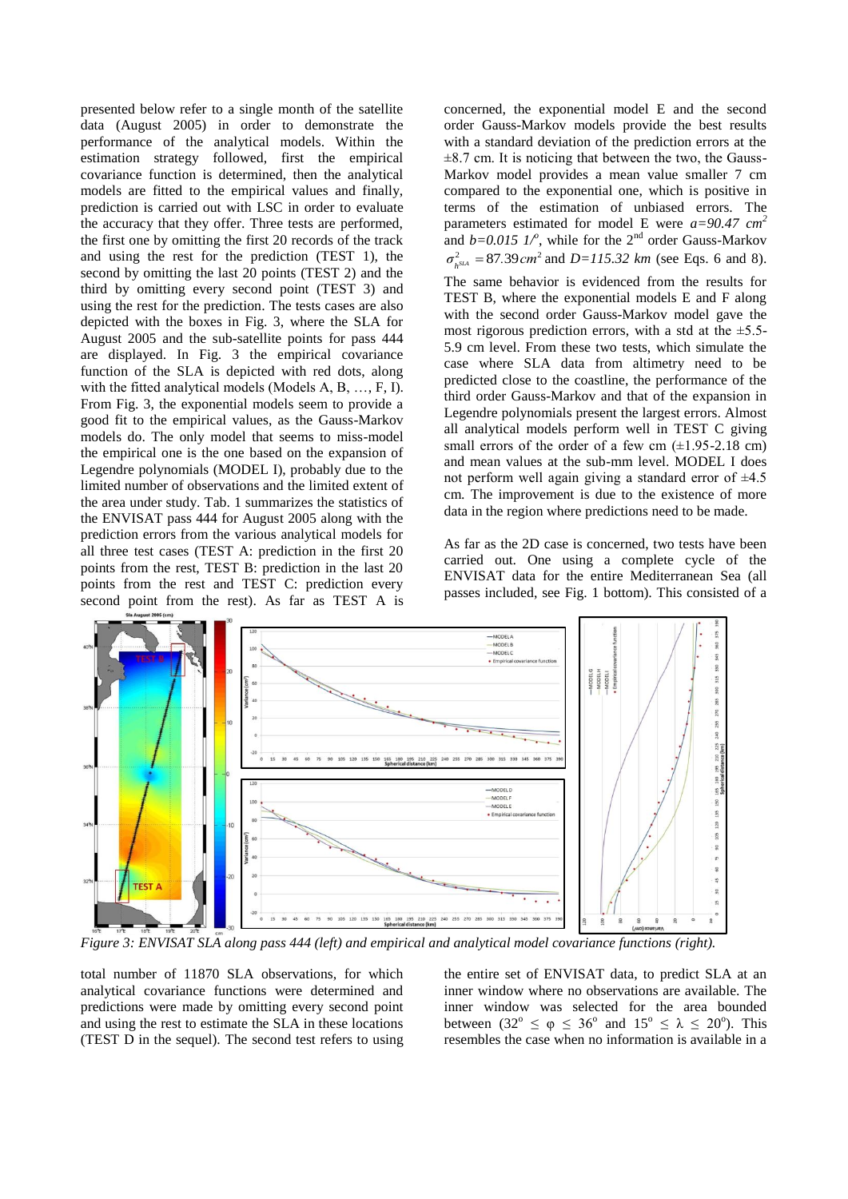presented below refer to a single month of the satellite data (August 2005) in order to demonstrate the performance of the analytical models. Within the estimation strategy followed, first the empirical covariance function is determined, then the analytical models are fitted to the empirical values and finally, prediction is carried out with LSC in order to evaluate the accuracy that they offer. Three tests are performed, the first one by omitting the first 20 records of the track and using the rest for the prediction (TEST 1), the second by omitting the last 20 points (TEST 2) and the third by omitting every second point (TEST 3) and using the rest for the prediction. The tests cases are also depicted with the boxes in Fig. 3, where the SLA for August 2005 and the sub-satellite points for pass 444 are displayed. In Fig. 3 the empirical covariance function of the SLA is depicted with red dots, along with the fitted analytical models (Models A, B, …, F, I). From Fig. 3, the exponential models seem to provide a good fit to the empirical values, as the Gauss-Markov models do. The only model that seems to miss-model the empirical one is the one based on the expansion of Legendre polynomials (MODEL I), probably due to the limited number of observations and the limited extent of the area under study. Tab. 1 summarizes the statistics of the ENVISAT pass 444 for August 2005 along with the prediction errors from the various analytical models for all three test cases (TEST A: prediction in the first 20 points from the rest, TEST B: prediction in the last 20 points from the rest and TEST C: prediction every second point from the rest). As far as TEST A is concerned, the exponential model E and the second order Gauss-Markov models provide the best results with a standard deviation of the prediction errors at the ±8.7 cm. It is noticing that between the two, the Gauss-Markov model provides a mean value smaller 7 cm compared to the exponential one, which is positive in terms of the estimation of unbiased errors. The parameters estimated for model E were *a=90.47 cm*$^2$ and *b=0.015 1/*$^o$, while for the 2$^{nd}$ order Gauss-Markov $\sigma^2_{h^{SLA}} = 87.39\,cm^2$ and *D=115.32 km* (see Eqs. 6 and 8).

The same behavior is evidenced from the results for TEST B, where the exponential models E and F along with the second order Gauss-Markov model gave the most rigorous prediction errors, with a std at the ±5.5-5.9 cm level. From these two tests, which simulate the case where SLA data from altimetry need to be predicted close to the coastline, the performance of the third order Gauss-Markov and that of the expansion in Legendre polynomials present the largest errors. Almost all analytical models perform well in TEST C giving small errors of the order of a few cm (±1.95-2.18 cm) and mean values at the sub-mm level. MODEL I does not perform well again giving a standard error of ±4.5 cm. The improvement is due to the existence of more data in the region where predictions need to be made.

As far as the 2D case is concerned, two tests have been carried out. One using a complete cycle of the ENVISAT data for the entire Mediterranean Sea (all passes included, see Fig. 1 bottom). This consisted of a total number of 11870 SLA observations, for which analytical covariance functions were determined and predictions were made by omitting every second point and using the rest to estimate the SLA in these locations (TEST D in the sequel). The second test refers to using the entire set of ENVISAT data, to predict SLA at an inner window where no observations are available. The inner window was selected for the area bounded between ($32^o \leq \varphi \leq 36^o$ and $15^o \leq \lambda \leq 20^o$). This resembles the case when no information is available in a

*Figure 3: ENVISAT SLA along pass 444 (left) and empirical and analytical model covariance functions (right).*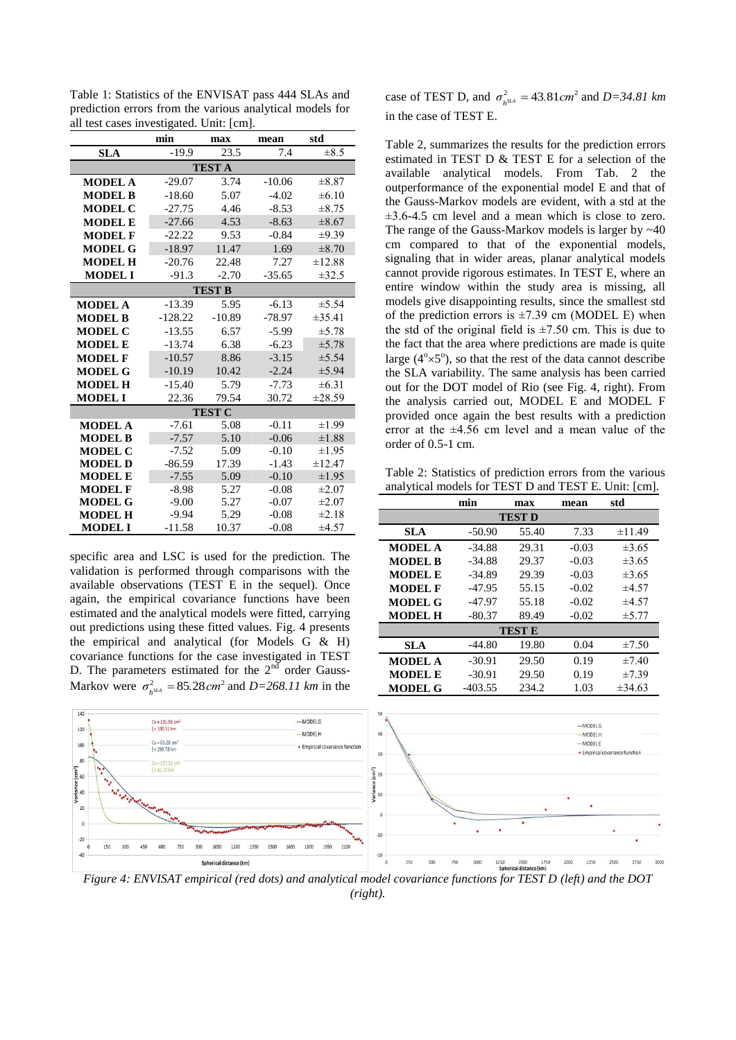Table 1: Statistics of the ENVISAT pass 444 SLAs and prediction errors from the various analytical models for all test cases investigated. Unit: [cm].

| | min | max | mean | std |
|---|---|---|---|---|
| **SLA** | -19.9 | 23.5 | 7.4 | ±8.5 |
| **TEST A** | | | | |
| **MODEL A** | -29.07 | 3.74 | -10.06 | ±8.87 |
| **MODEL B** | -18.60 | 5.07 | -4.02 | ±6.10 |
| **MODEL C** | -27.75 | 4.46 | -8.53 | ±8.75 |
| **MODEL E** | -27.66 | 4.53 | -8.63 | ±8.67 |
| **MODEL F** | -22.22 | 9.53 | -0.84 | ±9.39 |
| **MODEL G** | -18.97 | 11.47 | 1.69 | ±8.70 |
| **MODEL H** | -20.76 | 22.48 | 7.27 | ±12.88 |
| **MODEL I** | -91.3 | -2.70 | -35.65 | ±32.5 |
| **TEST B** | | | | |
| **MODEL A** | -13.39 | 5.95 | -6.13 | ±5.54 |
| **MODEL B** | -128.22 | -10.89 | -78.97 | ±35.41 |
| **MODEL C** | -13.55 | 6.57 | -5.99 | ±5.78 |
| **MODEL E** | -13.74 | 6.38 | -6.23 | ±5.78 |
| **MODEL F** | -10.57 | 8.86 | -3.15 | ±5.54 |
| **MODEL G** | -10.19 | 10.42 | -2.24 | ±5.94 |
| **MODEL H** | -15.40 | 5.79 | -7.73 | ±6.31 |
| **MODEL I** | 22.36 | 79.54 | 30.72 | ±28.59 |
| **TEST C** | | | | |
| **MODEL A** | -7.61 | 5.08 | -0.11 | ±1.99 |
| **MODEL B** | -7.57 | 5.10 | -0.06 | ±1.88 |
| **MODEL C** | -7.52 | 5.09 | -0.10 | ±1.95 |
| **MODEL D** | -86.59 | 17.39 | -1.43 | ±12.47 |
| **MODEL E** | -7.55 | 5.09 | -0.10 | ±1.95 |
| **MODEL F** | -8.98 | 5.27 | -0.08 | ±2.07 |
| **MODEL G** | -9.00 | 5.27 | -0.07 | ±2.07 |
| **MODEL H** | -9.94 | 5.29 | -0.08 | ±2.18 |
| **MODEL I** | -11.58 | 10.37 | -0.08 | ±4.57 |

specific area and LSC is used for the prediction. The validation is performed through comparisons with the available observations (TEST E in the sequel). Once again, the empirical covariance functions have been estimated and the analytical models were fitted, carrying out predictions using these fitted values. Fig. 4 presents the empirical and analytical (for Models G & H) covariance functions for the case investigated in TEST D. The parameters estimated for the 2[nd] order Gauss-Markov were $\sigma^2_{h^{SLA}} = 85.28 cm^2$ and *D=268.11 km* in the case of TEST D, and $\sigma^2_{h^{SLA}} = 43.81 cm^2$ and *D=34.81 km* in the case of TEST E.

Table 2, summarizes the results for the prediction errors estimated in TEST D & TEST E for a selection of the available analytical models. From Tab. 2 the outperformance of the exponential model E and that of the Gauss-Markov models are evident, with a std at the ±3.6-4.5 cm level and a mean which is close to zero. The range of the Gauss-Markov models is larger by ~40 cm compared to that of the exponential models, signaling that in wider areas, planar analytical models cannot provide rigorous estimates. In TEST E, where an entire window within the study area is missing, all models give disappointing results, since the smallest std of the prediction errors is ±7.39 cm (MODEL E) when the std of the original field is ±7.50 cm. This is due to the fact that the area where predictions are made is quite large ($4^o \times 5^o$), so that the rest of the data cannot describe the SLA variability. The same analysis has been carried out for the DOT model of Rio (see Fig. 4, right). From the analysis carried out, MODEL E and MODEL F provided once again the best results with a prediction error at the ±4.56 cm level and a mean value of the order of 0.5-1 cm.

Table 2: Statistics of prediction errors from the various analytical models for TEST D and TEST E. Unit: [cm].

| | min | max | mean | std |
|---|---|---|---|---|
| **TEST D** | | | | |
| **SLA** | -50.90 | 55.40 | 7.33 | ±11.49 |
| **MODEL A** | -34.88 | 29.31 | -0.03 | ±3.65 |
| **MODEL B** | -34.88 | 29.37 | -0.03 | ±3.65 |
| **MODEL E** | -34.89 | 29.39 | -0.03 | ±3.65 |
| **MODEL F** | -47.95 | 55.15 | -0.02 | ±4.57 |
| **MODEL G** | -47.97 | 55.18 | -0.02 | ±4.57 |
| **MODEL H** | -80.37 | 89.49 | -0.02 | ±5.77 |
| **TEST E** | | | | |
| **SLA** | -44.80 | 19.80 | 0.04 | ±7.50 |
| **MODEL A** | -30.91 | 29.50 | 0.19 | ±7.40 |
| **MODEL E** | -30.91 | 29.50 | 0.19 | ±7.39 |
| **MODEL G** | -403.55 | 234.2 | 1.03 | ±34.63 |

Co = 131.96 cm²
ξ = 100.51 km
Co = 85.28 cm²
ξ = 298.78 km
Co = 127.21 cm²
ξ = 61.25 km
MODELG
MODELH
Empirical covariance function
Variance (cm²)
Spherical distance (km)

MODELG
MODELH
MODELE
Empirical covariance function
Variance (cm²)
Spherical distance (km)

*Figure 4: ENVISAT empirical (red dots) and analytical model covariance functions for TEST D (left) and the DOT (right).*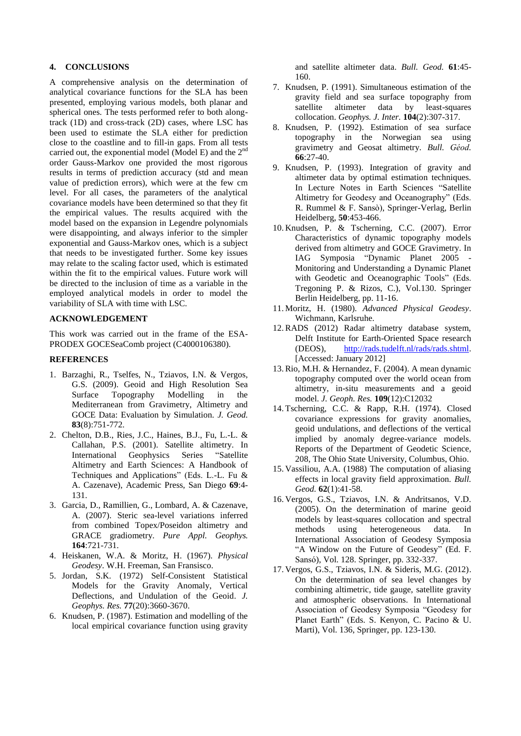## 4. CONCLUSIONS

A comprehensive analysis on the determination of analytical covariance functions for the SLA has been presented, employing various models, both planar and spherical ones. The tests performed refer to both along-track (1D) and cross-track (2D) cases, where LSC has been used to estimate the SLA either for prediction close to the coastline and to fill-in gaps. From all tests carried out, the exponential model (Model E) and the 2[nd] order Gauss-Markov one provided the most rigorous results in terms of prediction accuracy (std and mean value of prediction errors), which were at the few cm level. For all cases, the parameters of the analytical covariance models have been determined so that they fit the empirical values. The results acquired with the model based on the expansion in Legendre polynomials were disappointing, and always inferior to the simpler exponential and Gauss-Markov ones, which is a subject that needs to be investigated further. Some key issues may relate to the scaling factor used, which is estimated within the fit to the empirical values. Future work will be directed to the inclusion of time as a variable in the employed analytical models in order to model the variability of SLA with time with LSC.

## ACKNOWLEDGEMENT

This work was carried out in the frame of the ESA-PRODEX GOCESeaComb project (C4000106380).

## REFERENCES

1. Barzaghi, R., Tselfes, N., Tziavos, I.N. & Vergos, G.S. (2009). Geoid and High Resolution Sea Surface Topography Modelling in the Mediterranean from Gravimetry, Altimetry and GOCE Data: Evaluation by Simulation. *J. Geod.* **83**(8):751-772.
2. Chelton, D.B., Ries, J.C., Haines, B.J., Fu, L.-L. & Callahan, P.S. (2001). Satellite altimetry. In International Geophysics Series "Satellite Altimetry and Earth Sciences: A Handbook of Techniques and Applications" (Eds. L.-L. Fu & A. Cazenave), Academic Press, San Diego **69**:4-131.
3. Garcia, D., Ramillien, G., Lombard, A. & Cazenave, A. (2007). Steric sea-level variations inferred from combined Topex/Poseidon altimetry and GRACE gradiometry. *Pure Appl. Geophys.* **164**:721-731.
4. Heiskanen, W.A. & Moritz, H. (1967). *Physical Geodesy*. W.H. Freeman, San Fransisco.
5. Jordan, S.K. (1972) Self-Consistent Statistical Models for the Gravity Anomaly, Vertical Deflections, and Undulation of the Geoid. *J. Geophys. Res.* **77**(20):3660-3670.
6. Knudsen, P. (1987). Estimation and modelling of the local empirical covariance function using gravity and satellite altimeter data. *Bull. Geod.* **61**:45-160.
7. Knudsen, P. (1991). Simultaneous estimation of the gravity field and sea surface topography from satellite altimeter data by least-squares collocation. *Geophys. J. Inter.* **104**(2):307-317.
8. Knudsen, P. (1992). Estimation of sea surface topography in the Norwegian sea using gravimetry and Geosat altimetry. *Bull. Géod.* **66**:27-40.
9. Knudsen, P. (1993). Integration of gravity and altimeter data by optimal estimation techniques. In Lecture Notes in Earth Sciences "Satellite Altimetry for Geodesy and Oceanography" (Eds. R. Rummel & F. Sansò), Springer-Verlag, Berlin Heidelberg, **50**:453-466.
10. Knudsen, P. & Tscherning, C.C. (2007). Error Characteristics of dynamic topography models derived from altimetry and GOCE Gravimetry. In IAG Symposia "Dynamic Planet 2005 - Monitoring and Understanding a Dynamic Planet with Geodetic and Oceanographic Tools" (Eds. Tregoning P. & Rizos, C.), Vol.130. Springer Berlin Heidelberg, pp. 11-16.
11. Moritz, H. (1980). *Advanced Physical Geodesy*. Wichmann, Karlsruhe.
12. RADS (2012) Radar altimetry database system, Delft Institute for Earth-Oriented Space research (DEOS), http://rads.tudelft.nl/rads/rads.shtml. [Accessed: January 2012]
13. Rio, M.H. & Hernandez, F. (2004). A mean dynamic topography computed over the world ocean from altimetry, in-situ measurements and a geoid model. *J. Geoph. Res.* **109**(12):C12032
14. Tscherning, C.C. & Rapp, R.H. (1974). Closed covariance expressions for gravity anomalies, geoid undulations, and deflections of the vertical implied by anomaly degree-variance models. Reports of the Department of Geodetic Science, 208, The Ohio State University, Columbus, Ohio.
15. Vassiliou, A.A. (1988) The computation of aliasing effects in local gravity field approximation. *Bull. Geod.* **62**(1):41-58.
16. Vergos, G.S., Tziavos, I.N. & Andritsanos, V.D. (2005). On the determination of marine geoid models by least-squares collocation and spectral methods using heterogeneous data. In International Association of Geodesy Symposia "A Window on the Future of Geodesy" (Ed. F. Sansó), Vol. 128. Springer, pp. 332-337.
17. Vergos, G.S., Tziavos, I.N. & Sideris, M.G. (2012). On the determination of sea level changes by combining altimetric, tide gauge, satellite gravity and atmospheric observations. In International Association of Geodesy Symposia "Geodesy for Planet Earth" (Eds. S. Kenyon, C. Pacino & U. Marti), Vol. 136, Springer, pp. 123-130.